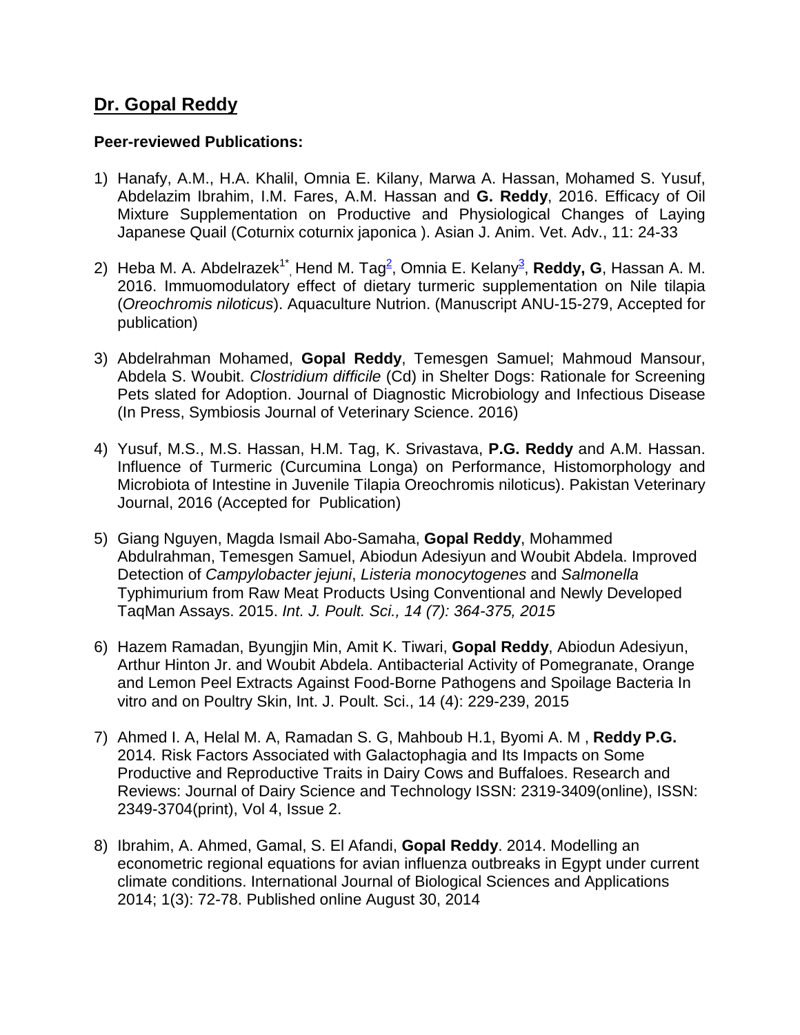## Dr. Gopal Reddy

**Peer-reviewed Publications:**

1) Hanafy, A.M., H.A. Khalil, Omnia E. Kilany, Marwa A. Hassan, Mohamed S. Yusuf, Abdelazim Ibrahim, I.M. Fares, A.M. Hassan and **G. Reddy**, 2016. Efficacy of Oil Mixture Supplementation on Productive and Physiological Changes of Laying Japanese Quail (Coturnix coturnix japonica ). Asian J. Anim. Vet. Adv., 11: 24-33

2) Heba M. A. Abdelrazek[1*], Hend M. Tag[2], Omnia E. Kelany[3], **Reddy, G**, Hassan A. M. 2016. Immuomodulatory effect of dietary turmeric supplementation on Nile tilapia (*Oreochromis niloticus*). Aquaculture Nutrion. (Manuscript ANU-15-279, Accepted for publication)

3) Abdelrahman Mohamed, **Gopal Reddy**, Temesgen Samuel; Mahmoud Mansour, Abdela S. Woubit. *Clostridium difficile* (Cd) in Shelter Dogs: Rationale for Screening Pets slated for Adoption. Journal of Diagnostic Microbiology and Infectious Disease (In Press, Symbiosis Journal of Veterinary Science. 2016)

4) Yusuf, M.S., M.S. Hassan, H.M. Tag, K. Srivastava, **P.G. Reddy** and A.M. Hassan. Influence of Turmeric (Curcumina Longa) on Performance, Histomorphology and Microbiota of Intestine in Juvenile Tilapia Oreochromis niloticus). Pakistan Veterinary Journal, 2016 (Accepted for Publication)

5) Giang Nguyen, Magda Ismail Abo-Samaha, **Gopal Reddy**, Mohammed Abdulrahman, Temesgen Samuel, Abiodun Adesiyun and Woubit Abdela. Improved Detection of *Campylobacter jejuni*, *Listeria monocytogenes* and *Salmonella* Typhimurium from Raw Meat Products Using Conventional and Newly Developed TaqMan Assays. 2015. *Int. J. Poult. Sci., 14 (7): 364-375, 2015*

6) Hazem Ramadan, Byungjin Min, Amit K. Tiwari, **Gopal Reddy**, Abiodun Adesiyun, Arthur Hinton Jr. and Woubit Abdela. Antibacterial Activity of Pomegranate, Orange and Lemon Peel Extracts Against Food-Borne Pathogens and Spoilage Bacteria In vitro and on Poultry Skin, Int. J. Poult. Sci., 14 (4): 229-239, 2015

7) Ahmed I. A, Helal M. A, Ramadan S. G, Mahboub H.1, Byomi A. M , **Reddy P.G.** 2014*.* Risk Factors Associated with Galactophagia and Its Impacts on Some Productive and Reproductive Traits in Dairy Cows and Buffaloes. Research and Reviews: Journal of Dairy Science and Technology ISSN: 2319-3409(online), ISSN: 2349-3704(print), Vol 4, Issue 2.

8) Ibrahim, A. Ahmed, Gamal, S. El Afandi, **Gopal Reddy**. 2014. Modelling an econometric regional equations for avian influenza outbreaks in Egypt under current climate conditions. International Journal of Biological Sciences and Applications 2014; 1(3): 72-78. Published online August 30, 2014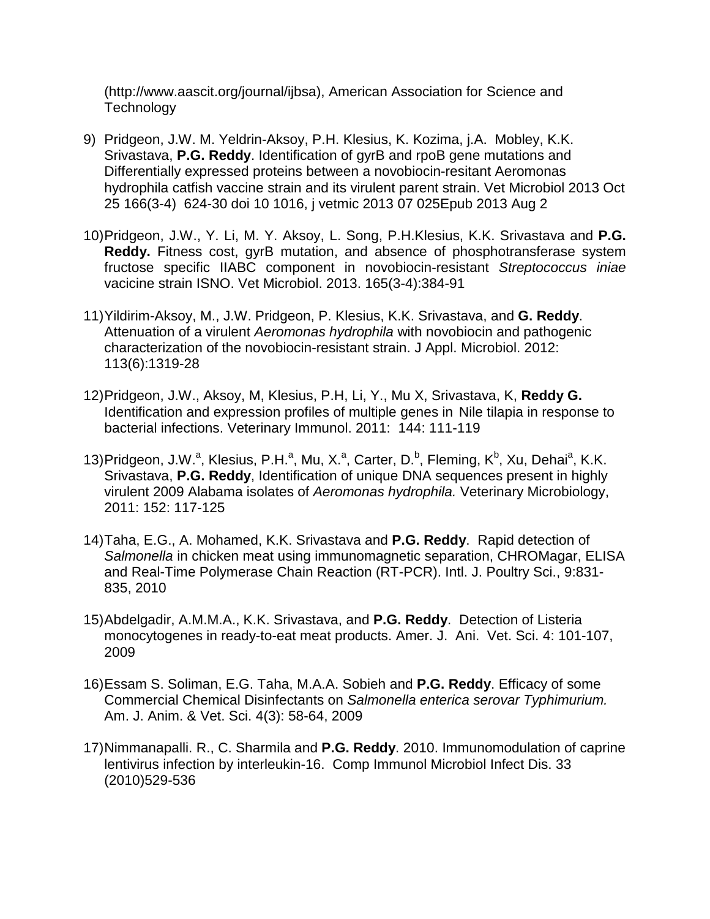(http://www.aascit.org/journal/ijbsa), American Association for Science and Technology

9) Pridgeon, J.W. M. Yeldrin-Aksoy, P.H. Klesius, K. Kozima, j.A. Mobley, K.K. Srivastava, **P.G. Reddy**. Identification of gyrB and rpoB gene mutations and Differentially expressed proteins between a novobiocin-resitant Aeromonas hydrophila catfish vaccine strain and its virulent parent strain. Vet Microbiol 2013 Oct 25 166(3-4) 624-30 doi 10 1016, j vetmic 2013 07 025Epub 2013 Aug 2

10) Pridgeon, J.W., Y. Li, M. Y. Aksoy, L. Song, P.H.Klesius, K.K. Srivastava and **P.G. Reddy.** Fitness cost, gyrB mutation, and absence of phosphotransferase system fructose specific IIABC component in novobiocin-resistant *Streptococcus iniae* vacicine strain ISNO. Vet Microbiol. 2013. 165(3-4):384-91

11) Yildirim-Aksoy, M., J.W. Pridgeon, P. Klesius, K.K. Srivastava, and **G. Reddy**. Attenuation of a virulent *Aeromonas hydrophila* with novobiocin and pathogenic characterization of the novobiocin-resistant strain. J Appl. Microbiol. 2012: 113(6):1319-28

12) Pridgeon, J.W., Aksoy, M, Klesius, P.H, Li, Y., Mu X, Srivastava, K, **Reddy G.** Identification and expression profiles of multiple genes in Nile tilapia in response to bacterial infections. Veterinary Immunol. 2011: 144: 111-119

13) Pridgeon, J.W.[a], Klesius, P.H.[a], Mu, X.[a], Carter, D.[b], Fleming, K[b], Xu, Dehai[a], K.K. Srivastava, **P.G. Reddy**, Identification of unique DNA sequences present in highly virulent 2009 Alabama isolates of *Aeromonas hydrophila.* Veterinary Microbiology, 2011: 152: 117-125

14) Taha, E.G., A. Mohamed, K.K. Srivastava and **P.G. Reddy**. Rapid detection of *Salmonella* in chicken meat using immunomagnetic separation, CHROMagar, ELISA and Real-Time Polymerase Chain Reaction (RT-PCR). Intl. J. Poultry Sci., 9:831-835, 2010

15) Abdelgadir, A.M.M.A., K.K. Srivastava, and **P.G. Reddy**. Detection of Listeria monocytogenes in ready-to-eat meat products. Amer. J. Ani. Vet. Sci. 4: 101-107, 2009

16) Essam S. Soliman, E.G. Taha, M.A.A. Sobieh and **P.G. Reddy**. Efficacy of some Commercial Chemical Disinfectants on *Salmonella enterica serovar Typhimurium.* Am. J. Anim. & Vet. Sci. 4(3): 58-64, 2009

17) Nimmanapalli. R., C. Sharmila and **P.G. Reddy**. 2010. Immunomodulation of caprine lentivirus infection by interleukin-16. Comp Immunol Microbiol Infect Dis. 33 (2010)529-536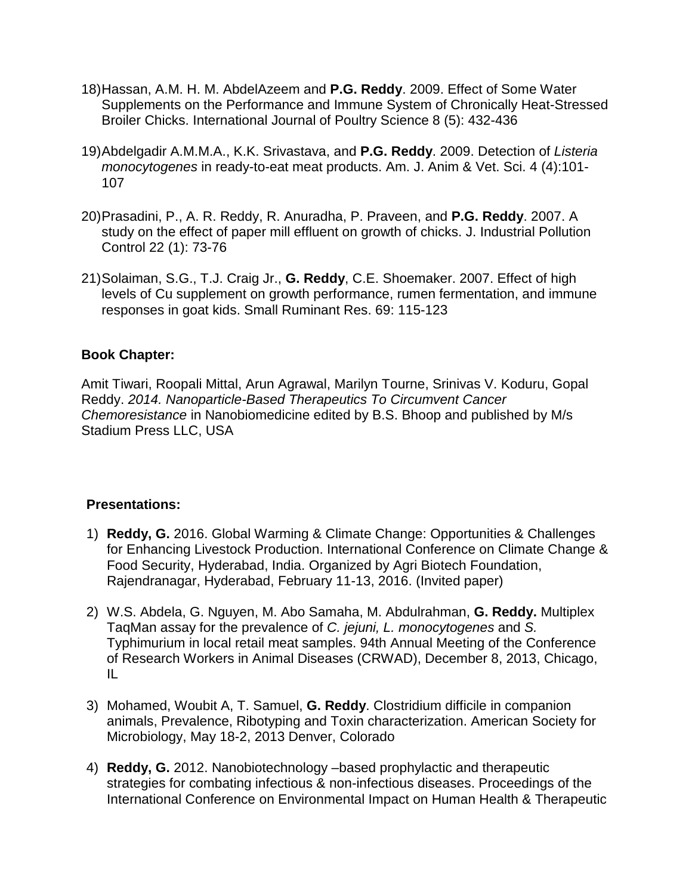18) Hassan, A.M. H. M. AbdelAzeem and **P.G. Reddy**. 2009. Effect of Some Water Supplements on the Performance and Immune System of Chronically Heat-Stressed Broiler Chicks. International Journal of Poultry Science 8 (5): 432-436

19) Abdelgadir A.M.M.A., K.K. Srivastava, and **P.G. Reddy**. 2009. Detection of *Listeria monocytogenes* in ready-to-eat meat products. Am. J. Anim & Vet. Sci. 4 (4):101-107

20) Prasadini, P., A. R. Reddy, R. Anuradha, P. Praveen, and **P.G. Reddy**. 2007. A study on the effect of paper mill effluent on growth of chicks. J. Industrial Pollution Control 22 (1): 73-76

21) Solaiman, S.G., T.J. Craig Jr., **G. Reddy**, C.E. Shoemaker. 2007. Effect of high levels of Cu supplement on growth performance, rumen fermentation, and immune responses in goat kids. Small Ruminant Res. 69: 115-123

**Book Chapter:**

Amit Tiwari, Roopali Mittal, Arun Agrawal, Marilyn Tourne, Srinivas V. Koduru, Gopal Reddy. *2014. Nanoparticle-Based Therapeutics To Circumvent Cancer Chemoresistance* in Nanobiomedicine edited by B.S. Bhoop and published by M/s Stadium Press LLC, USA

**Presentations:**

1) **Reddy, G.** 2016. Global Warming & Climate Change: Opportunities & Challenges for Enhancing Livestock Production. International Conference on Climate Change & Food Security, Hyderabad, India. Organized by Agri Biotech Foundation, Rajendranagar, Hyderabad, February 11-13, 2016. (Invited paper)

2) W.S. Abdela, G. Nguyen, M. Abo Samaha, M. Abdulrahman, **G. Reddy.** Multiplex TaqMan assay for the prevalence of *C. jejuni, L. monocytogenes* and *S.* Typhimurium in local retail meat samples. 94th Annual Meeting of the Conference of Research Workers in Animal Diseases (CRWAD), December 8, 2013, Chicago, IL

3) Mohamed, Woubit A, T. Samuel, **G. Reddy**. Clostridium difficile in companion animals, Prevalence, Ribotyping and Toxin characterization. American Society for Microbiology, May 18-2, 2013 Denver, Colorado

4) **Reddy, G.** 2012. Nanobiotechnology –based prophylactic and therapeutic strategies for combating infectious & non-infectious diseases. Proceedings of the International Conference on Environmental Impact on Human Health & Therapeutic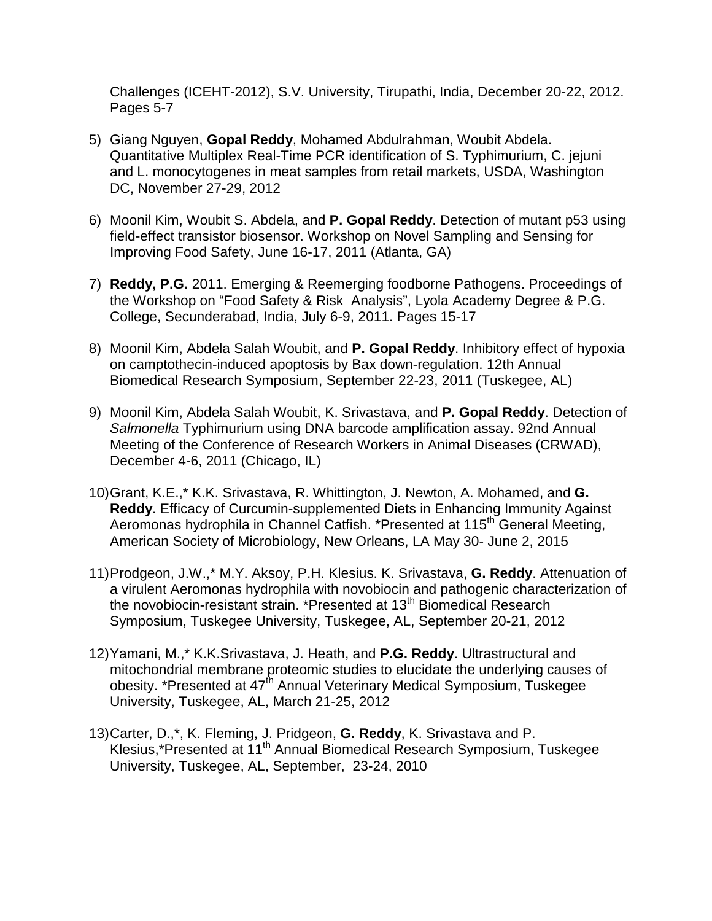Challenges (ICEHT-2012), S.V. University, Tirupathi, India, December 20-22, 2012. Pages 5-7

5) Giang Nguyen, **Gopal Reddy**, Mohamed Abdulrahman, Woubit Abdela. Quantitative Multiplex Real-Time PCR identification of S. Typhimurium, C. jejuni and L. monocytogenes in meat samples from retail markets, USDA, Washington DC, November 27-29, 2012

6) Moonil Kim, Woubit S. Abdela, and **P. Gopal Reddy**. Detection of mutant p53 using field-effect transistor biosensor. Workshop on Novel Sampling and Sensing for Improving Food Safety, June 16-17, 2011 (Atlanta, GA)

7) **Reddy, P.G.** 2011. Emerging & Reemerging foodborne Pathogens. Proceedings of the Workshop on "Food Safety & Risk Analysis", Lyola Academy Degree & P.G. College, Secunderabad, India, July 6-9, 2011. Pages 15-17

8) Moonil Kim, Abdela Salah Woubit, and **P. Gopal Reddy**. Inhibitory effect of hypoxia on camptothecin-induced apoptosis by Bax down-regulation. 12th Annual Biomedical Research Symposium, September 22-23, 2011 (Tuskegee, AL)

9) Moonil Kim, Abdela Salah Woubit, K. Srivastava, and **P. Gopal Reddy**. Detection of *Salmonella* Typhimurium using DNA barcode amplification assay. 92nd Annual Meeting of the Conference of Research Workers in Animal Diseases (CRWAD), December 4-6, 2011 (Chicago, IL)

10) Grant, K.E.,* K.K. Srivastava, R. Whittington, J. Newton, A. Mohamed, and **G. Reddy**. Efficacy of Curcumin-supplemented Diets in Enhancing Immunity Against Aeromonas hydrophila in Channel Catfish. *Presented at 115th General Meeting, American Society of Microbiology, New Orleans, LA May 30- June 2, 2015

11) Prodgeon, J.W.,* M.Y. Aksoy, P.H. Klesius. K. Srivastava, **G. Reddy**. Attenuation of a virulent Aeromonas hydrophila with novobiocin and pathogenic characterization of the novobiocin-resistant strain. *Presented at 13th Biomedical Research Symposium, Tuskegee University, Tuskegee, AL, September 20-21, 2012

12) Yamani, M.,* K.K.Srivastava, J. Heath, and **P.G. Reddy**. Ultrastructural and mitochondrial membrane proteomic studies to elucidate the underlying causes of obesity. *Presented at 47th Annual Veterinary Medical Symposium, Tuskegee University, Tuskegee, AL, March 21-25, 2012

13) Carter, D.,*, K. Fleming, J. Pridgeon, **G. Reddy**, K. Srivastava and P. Klesius,*Presented at 11th Annual Biomedical Research Symposium, Tuskegee University, Tuskegee, AL, September, 23-24, 2010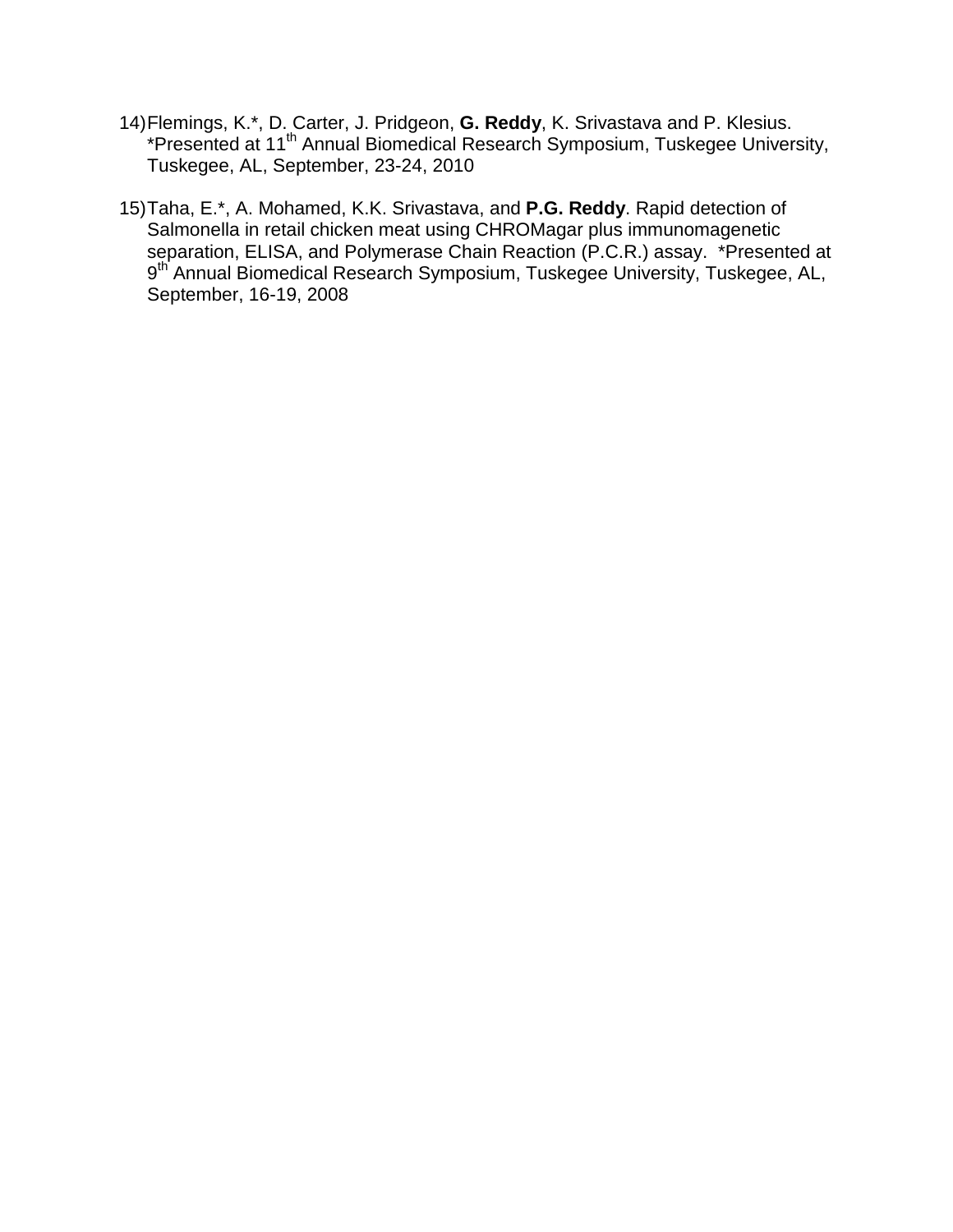14) Flemings, K.*, D. Carter, J. Pridgeon, **G. Reddy**, K. Srivastava and P. Klesius. *Presented at 11th Annual Biomedical Research Symposium, Tuskegee University, Tuskegee, AL, September, 23-24, 2010

15) Taha, E.*, A. Mohamed, K.K. Srivastava, and **P.G. Reddy**. Rapid detection of Salmonella in retail chicken meat using CHROMagar plus immunomagenetic separation, ELISA, and Polymerase Chain Reaction (P.C.R.) assay. *Presented at 9th Annual Biomedical Research Symposium, Tuskegee University, Tuskegee, AL, September, 16-19, 2008